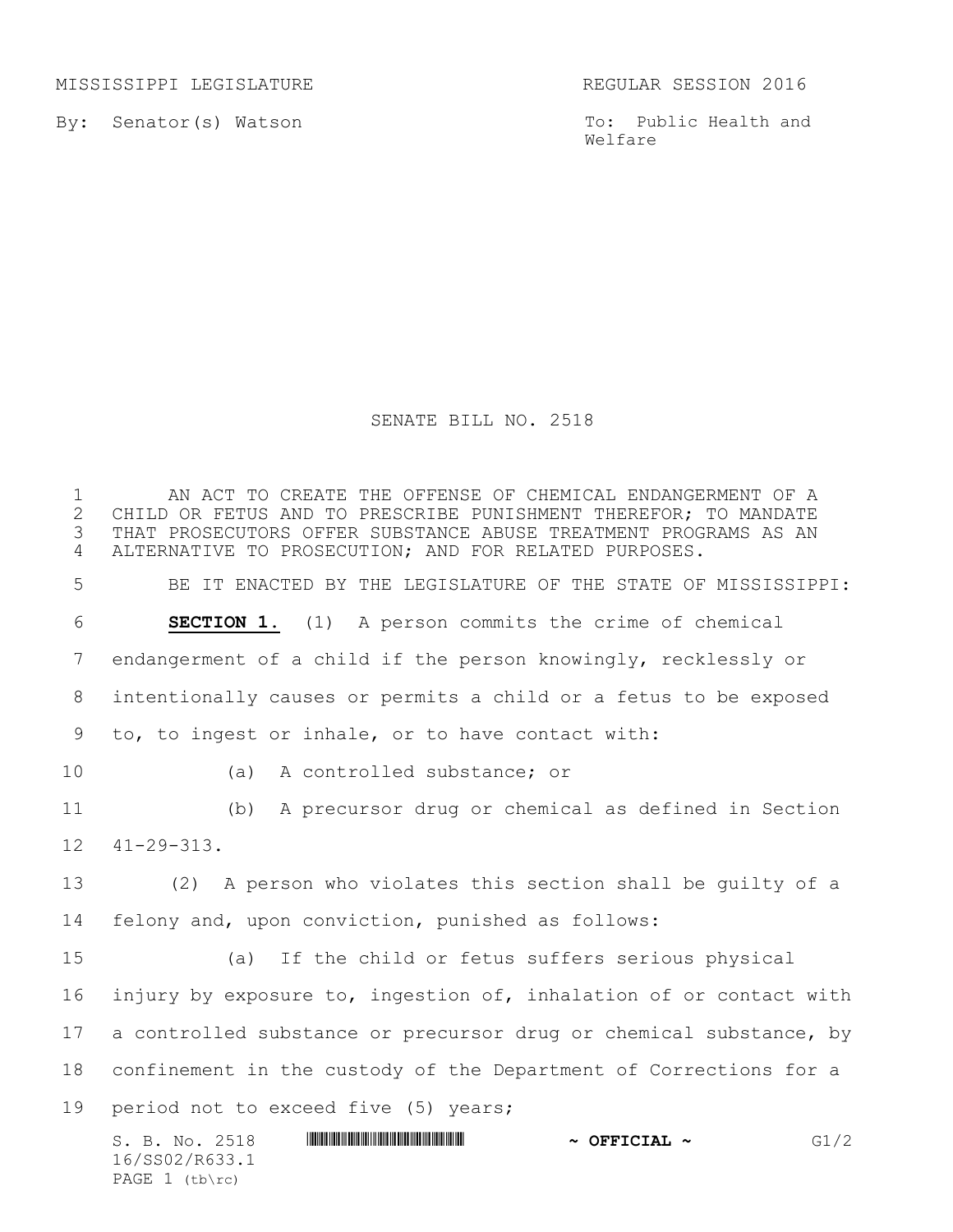MISSISSIPPI LEGISLATURE REGULAR SESSION 2016

By: Senator(s) Watson

To: Public Health and Welfare

# SENATE BILL NO. 2518

AN ACT TO CREATE THE OFFENSE OF CHEMICAL ENDANGERMENT OF A CHILD OR FETUS AND TO PRESCRIBE PUNISHMENT THEREFOR; TO MANDATE THAT PROSECUTORS OFFER SUBSTANCE ABUSE TREATMENT PROGRAMS AS AN ALTERNATIVE TO PROSECUTION; AND FOR RELATED PURPOSES.

BE IT ENACTED BY THE LEGISLATURE OF THE STATE OF MISSISSIPPI:

**SECTION 1.** (1) A person commits the crime of chemical endangerment of a child if the person knowingly, recklessly or intentionally causes or permits a child or a fetus to be exposed to, to ingest or inhale, or to have contact with:

(a) A controlled substance; or

(b) A precursor drug or chemical as defined in Section 41-29-313.

(2) A person who violates this section shall be guilty of a felony and, upon conviction, punished as follows:

(a) If the child or fetus suffers serious physical injury by exposure to, ingestion of, inhalation of or contact with a controlled substance or precursor drug or chemical substance, by confinement in the custody of the Department of Corrections for a period not to exceed five (5) years;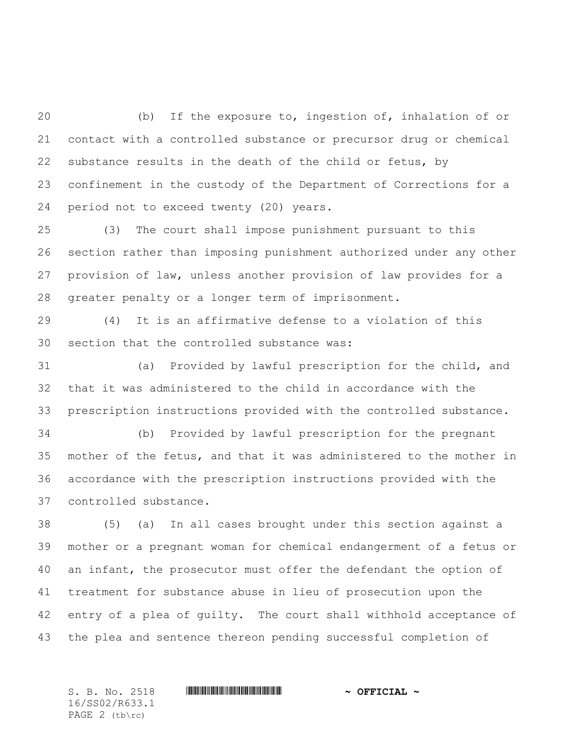(b) If the exposure to, ingestion of, inhalation of or contact with a controlled substance or precursor drug or chemical substance results in the death of the child or fetus, by confinement in the custody of the Department of Corrections for a period not to exceed twenty (20) years.

(3) The court shall impose punishment pursuant to this section rather than imposing punishment authorized under any other provision of law, unless another provision of law provides for a greater penalty or a longer term of imprisonment.

(4) It is an affirmative defense to a violation of this section that the controlled substance was:

(a) Provided by lawful prescription for the child, and that it was administered to the child in accordance with the prescription instructions provided with the controlled substance.

(b) Provided by lawful prescription for the pregnant mother of the fetus, and that it was administered to the mother in accordance with the prescription instructions provided with the controlled substance.

(5) (a) In all cases brought under this section against a mother or a pregnant woman for chemical endangerment of a fetus or an infant, the prosecutor must offer the defendant the option of treatment for substance abuse in lieu of prosecution upon the entry of a plea of guilty. The court shall withhold acceptance of the plea and sentence thereon pending successful completion of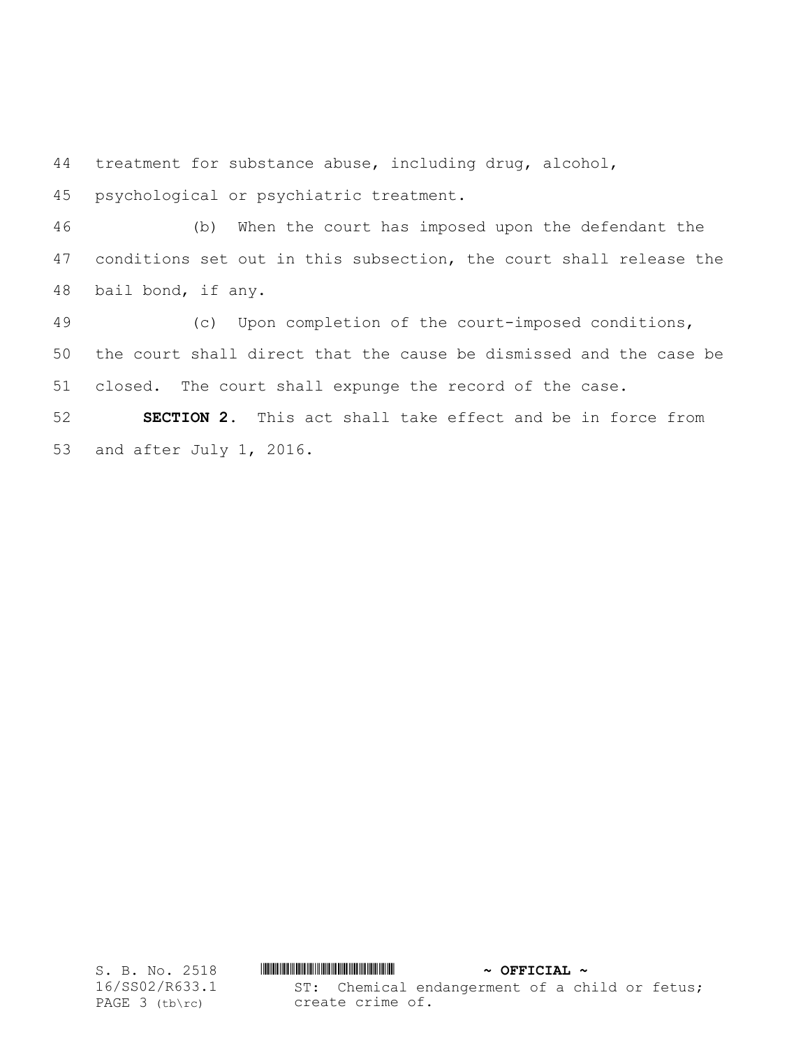treatment for substance abuse, including drug, alcohol, psychological or psychiatric treatment.

(b) When the court has imposed upon the defendant the conditions set out in this subsection, the court shall release the bail bond, if any.

(c) Upon completion of the court-imposed conditions, the court shall direct that the cause be dismissed and the case be closed. The court shall expunge the record of the case.

**SECTION 2.** This act shall take effect and be in force from and after July 1, 2016.